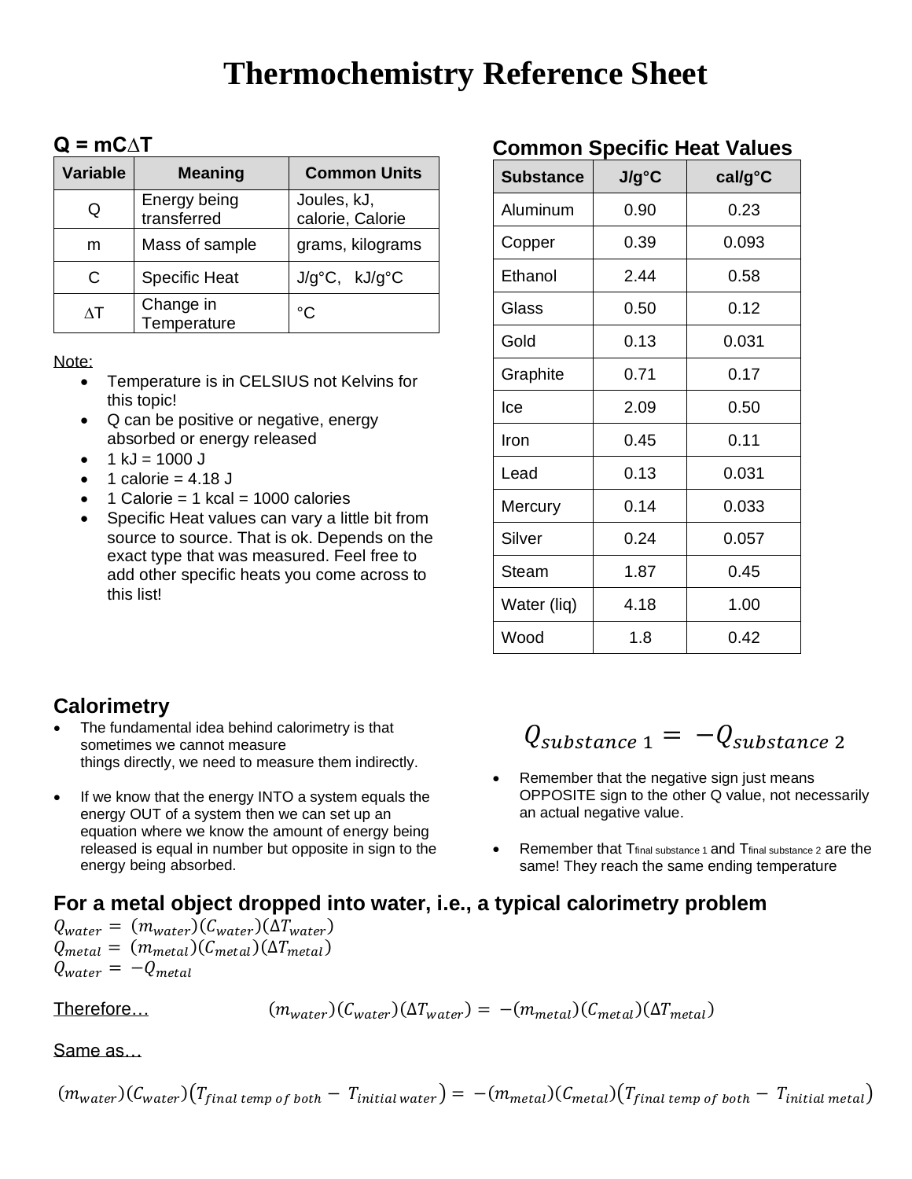# Thermochemistry Reference Sheet

## $Q = mC\Delta T$

| Variable | Meaning | Common Units |
|---|---|---|
| Q | Energy being transferred | Joules, kJ, calorie, Calorie |
| m | Mass of sample | grams, kilograms |
| C | Specific Heat | J/g°C, kJ/g°C |
| $\Delta T$ | Change in Temperature | °C |

Note:

- Temperature is in CELSIUS not Kelvins for this topic!
- Q can be positive or negative, energy absorbed or energy released
- 1 kJ = 1000 J
- 1 calorie = 4.18 J
- 1 Calorie = 1 kcal = 1000 calories
- Specific Heat values can vary a little bit from source to source. That is ok. Depends on the exact type that was measured. Feel free to add other specific heats you come across to this list!

## Common Specific Heat Values

| Substance | J/g°C | cal/g°C |
|---|---|---|
| Aluminum | 0.90 | 0.23 |
| Copper | 0.39 | 0.093 |
| Ethanol | 2.44 | 0.58 |
| Glass | 0.50 | 0.12 |
| Gold | 0.13 | 0.031 |
| Graphite | 0.71 | 0.17 |
| Ice | 2.09 | 0.50 |
| Iron | 0.45 | 0.11 |
| Lead | 0.13 | 0.031 |
| Mercury | 0.14 | 0.033 |
| Silver | 0.24 | 0.057 |
| Steam | 1.87 | 0.45 |
| Water (liq) | 4.18 | 1.00 |
| Wood | 1.8 | 0.42 |

## Calorimetry

- The fundamental idea behind calorimetry is that sometimes we cannot measure things directly, we need to measure them indirectly.
- If we know that the energy INTO a system equals the energy OUT of a system then we can set up an equation where we know the amount of energy being released is equal in number but opposite in sign to the energy being absorbed.

$$Q_{substance\ 1} = -Q_{substance\ 2}$$

- Remember that the negative sign just means OPPOSITE sign to the other Q value, not necessarily an actual negative value.
- Remember that $T_{final\ substance\ 1}$ and $T_{final\ substance\ 2}$ are the same! They reach the same ending temperature

## For a metal object dropped into water, i.e., a typical calorimetry problem

$$Q_{water} = (m_{water})(C_{water})(\Delta T_{water})$$
$$Q_{metal} = (m_{metal})(C_{metal})(\Delta T_{metal})$$
$$Q_{water} = -Q_{metal}$$

Therefore…

$$(m_{water})(C_{water})(\Delta T_{water}) = -(m_{metal})(C_{metal})(\Delta T_{metal})$$

Same as…

$$(m_{water})(C_{water})(T_{final\ temp\ of\ both} - T_{initial\ water}) = -(m_{metal})(C_{metal})(T_{final\ temp\ of\ both} - T_{initial\ metal})$$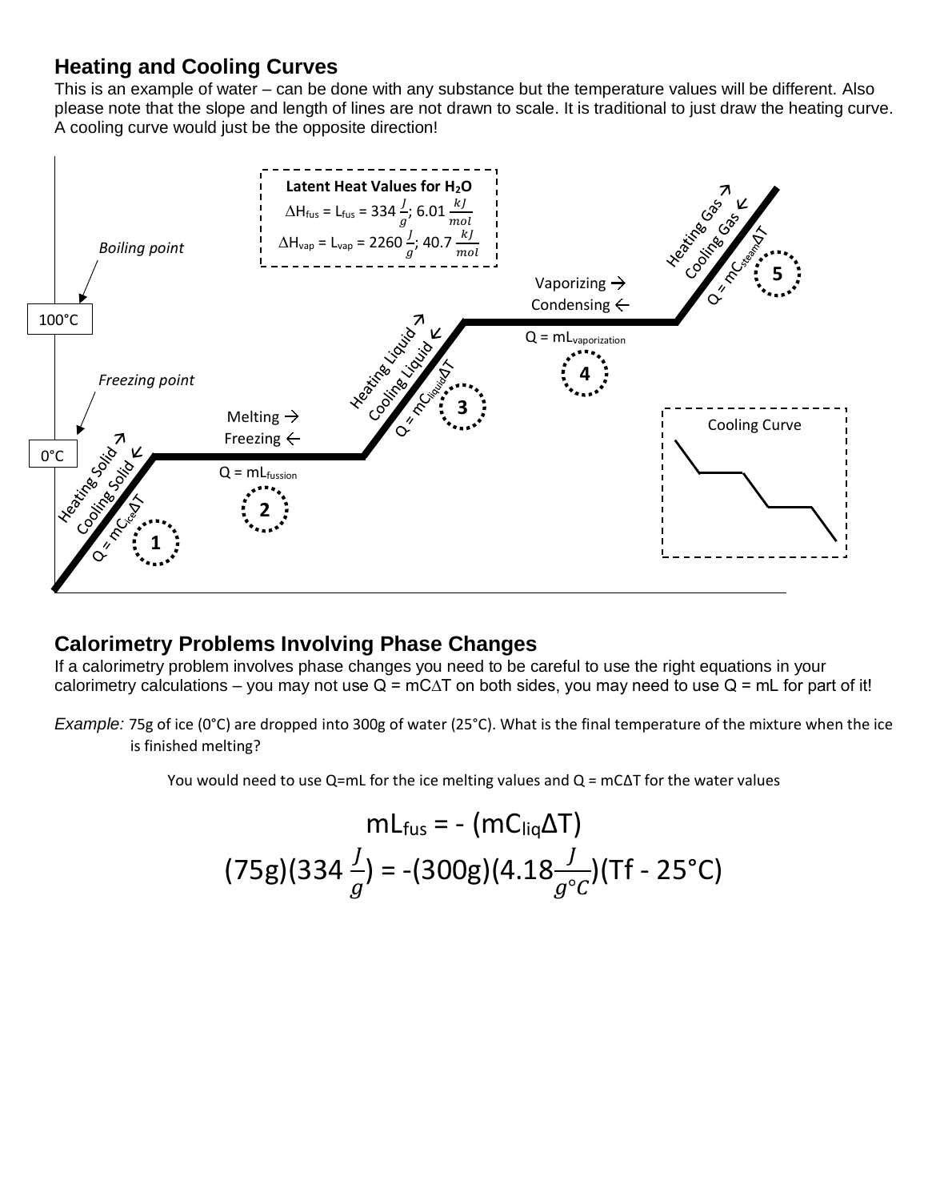## Heating and Cooling Curves

This is an example of water – can be done with any substance but the temperature values will be different. Also please note that the slope and length of lines are not drawn to scale. It is traditional to just draw the heating curve. A cooling curve would just be the opposite direction!

**Latent Heat Values for $H_2O$**

$\Delta H_{fus} = L_{fus} = 334\ \frac{J}{g}$; $6.01\ \frac{kJ}{mol}$

$\Delta H_{vap} = L_{vap} = 2260\ \frac{J}{g}$; $40.7\ \frac{kJ}{mol}$

Boiling point

100°C

Freezing point

0°C

Heating Solid ↗
Cooling Solid ↙
$Q = mC_{ice}\Delta T$
1

Melting →
Freezing ←
$Q = mL_{fussion}$
2

Heating Liquid ↗
Cooling Liquid ↙
$Q = mC_{liquid}\Delta T$
3

Vaporizing →
Condensing ←
$Q = mL_{vaporization}$
4

Heating Gas ↗
Cooling Gas ↙
$Q = mC_{steam}\Delta T$
5

Cooling Curve

## Calorimetry Problems Involving Phase Changes

If a calorimetry problem involves phase changes you need to be careful to use the right equations in your calorimetry calculations – you may not use $Q = mC\Delta T$ on both sides, you may need to use $Q = mL$ for part of it!

*Example:* 75g of ice (0°C) are dropped into 300g of water (25°C). What is the final temperature of the mixture when the ice is finished melting?

You would need to use Q=mL for the ice melting values and $Q = mC\Delta T$ for the water values

$$mL_{fus} = -(mC_{liq}\Delta T)$$

$$(75g)(334\ \frac{J}{g}) = -(300g)(4.18\frac{J}{g°C})(T_f - 25°C)$$